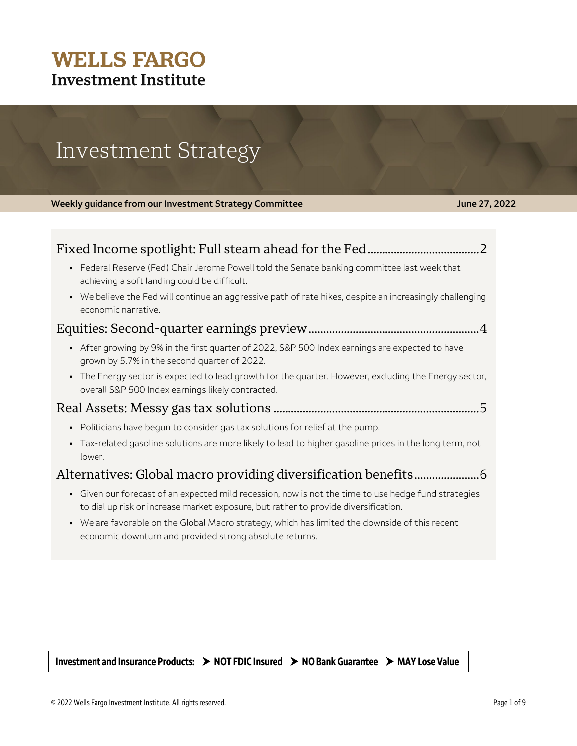**WELLS FARGO**
**Investment Institute**

# Investment Strategy

**Weekly guidance from our Investment Strategy Committee** **June 27, 2022**

## Fixed Income spotlight: Full steam ahead for the Fed ..... 2

- Federal Reserve (Fed) Chair Jerome Powell told the Senate banking committee last week that achieving a soft landing could be difficult.
- We believe the Fed will continue an aggressive path of rate hikes, despite an increasingly challenging economic narrative.

## Equities: Second-quarter earnings preview ..... 4

- After growing by 9% in the first quarter of 2022, S&P 500 Index earnings are expected to have grown by 5.7% in the second quarter of 2022.
- The Energy sector is expected to lead growth for the quarter. However, excluding the Energy sector, overall S&P 500 Index earnings likely contracted.

## Real Assets: Messy gas tax solutions ..... 5

- Politicians have begun to consider gas tax solutions for relief at the pump.
- Tax-related gasoline solutions are more likely to lead to higher gasoline prices in the long term, not lower.

## Alternatives: Global macro providing diversification benefits ..... 6

- Given our forecast of an expected mild recession, now is not the time to use hedge fund strategies to dial up risk or increase market exposure, but rather to provide diversification.
- We are favorable on the Global Macro strategy, which has limited the downside of this recent economic downturn and provided strong absolute returns.

**Investment and Insurance Products: ➤ NOT FDIC Insured ➤ NO Bank Guarantee ➤ MAY Lose Value**

© 2022 Wells Fargo Investment Institute. All rights reserved.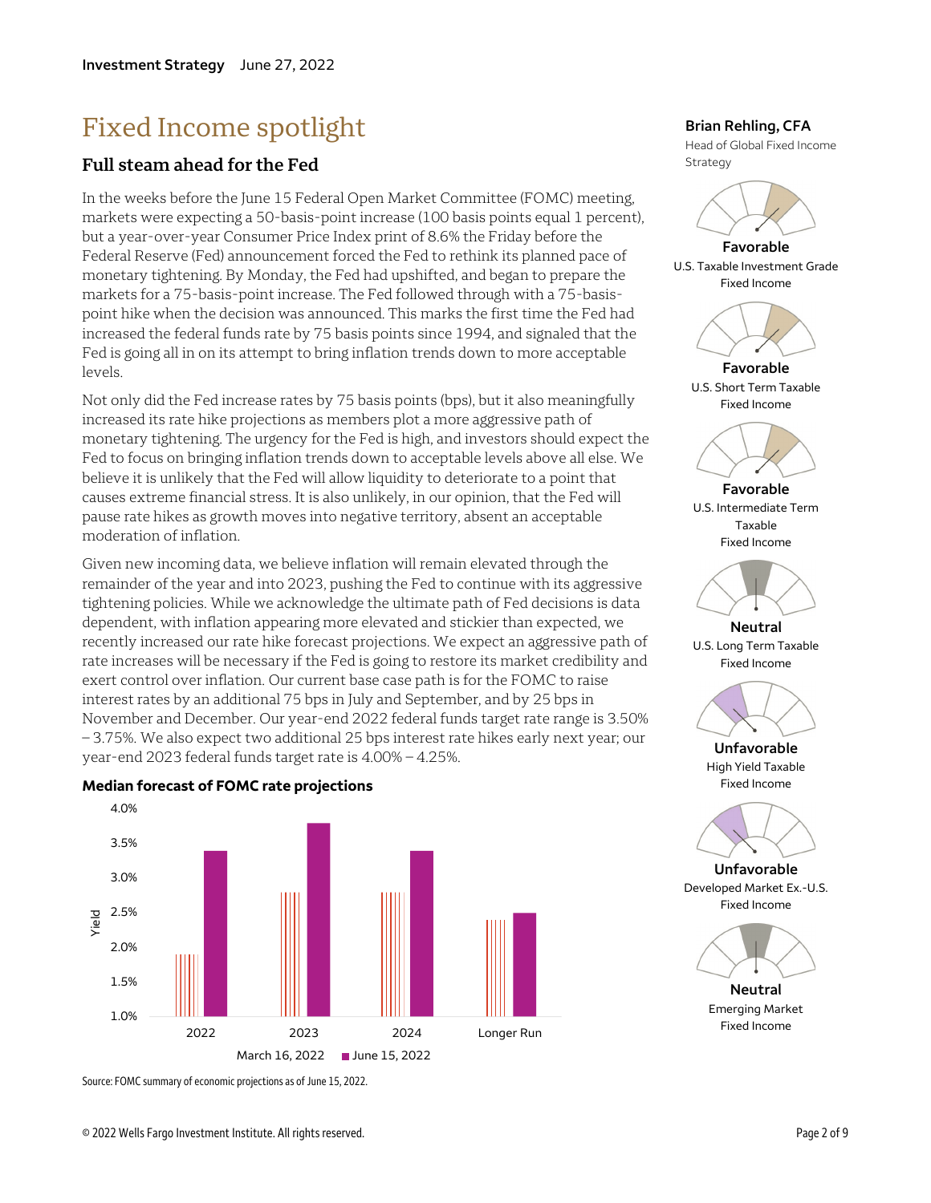Investment Strategy June 27, 2022

# Fixed Income spotlight

## Full steam ahead for the Fed

In the weeks before the June 15 Federal Open Market Committee (FOMC) meeting, markets were expecting a 50-basis-point increase (100 basis points equal 1 percent), but a year-over-year Consumer Price Index print of 8.6% the Friday before the Federal Reserve (Fed) announcement forced the Fed to rethink its planned pace of monetary tightening. By Monday, the Fed had upshifted, and began to prepare the markets for a 75-basis-point increase. The Fed followed through with a 75-basis-point hike when the decision was announced. This marks the first time the Fed had increased the federal funds rate by 75 basis points since 1994, and signaled that the Fed is going all in on its attempt to bring inflation trends down to more acceptable levels.

Not only did the Fed increase rates by 75 basis points (bps), but it also meaningfully increased its rate hike projections as members plot a more aggressive path of monetary tightening. The urgency for the Fed is high, and investors should expect the Fed to focus on bringing inflation trends down to acceptable levels above all else. We believe it is unlikely that the Fed will allow liquidity to deteriorate to a point that causes extreme financial stress. It is also unlikely, in our opinion, that the Fed will pause rate hikes as growth moves into negative territory, absent an acceptable moderation of inflation.

Given new incoming data, we believe inflation will remain elevated through the remainder of the year and into 2023, pushing the Fed to continue with its aggressive tightening policies. While we acknowledge the ultimate path of Fed decisions is data dependent, with inflation appearing more elevated and stickier than expected, we recently increased our rate hike forecast projections. We expect an aggressive path of rate increases will be necessary if the Fed is going to restore its market credibility and exert control over inflation. Our current base case path is for the FOMC to raise interest rates by an additional 75 bps in July and September, and by 25 bps in November and December. Our year-end 2022 federal funds target rate range is 3.50% – 3.75%. We also expect two additional 25 bps interest rate hikes early next year; our year-end 2023 federal funds target rate is 4.00% – 4.25%.

**Median forecast of FOMC rate projections**

Yield: 4.0%, 3.5%, 3.0%, 2.5%, 2.0%, 1.5%, 1.0%

2022 | 2023 | 2024 | Longer Run

March 16, 2022 ■ June 15, 2022

Source: FOMC summary of economic projections as of June 15, 2022.

**Brian Rehling, CFA**
Head of Global Fixed Income Strategy

**Favorable**
U.S. Taxable Investment Grade Fixed Income

**Favorable**
U.S. Short Term Taxable Fixed Income

**Favorable**
U.S. Intermediate Term Taxable Fixed Income

**Neutral**
U.S. Long Term Taxable Fixed Income

**Unfavorable**
High Yield Taxable Fixed Income

**Unfavorable**
Developed Market Ex.-U.S. Fixed Income

**Neutral**
Emerging Market Fixed Income

© 2022 Wells Fargo Investment Institute. All rights reserved.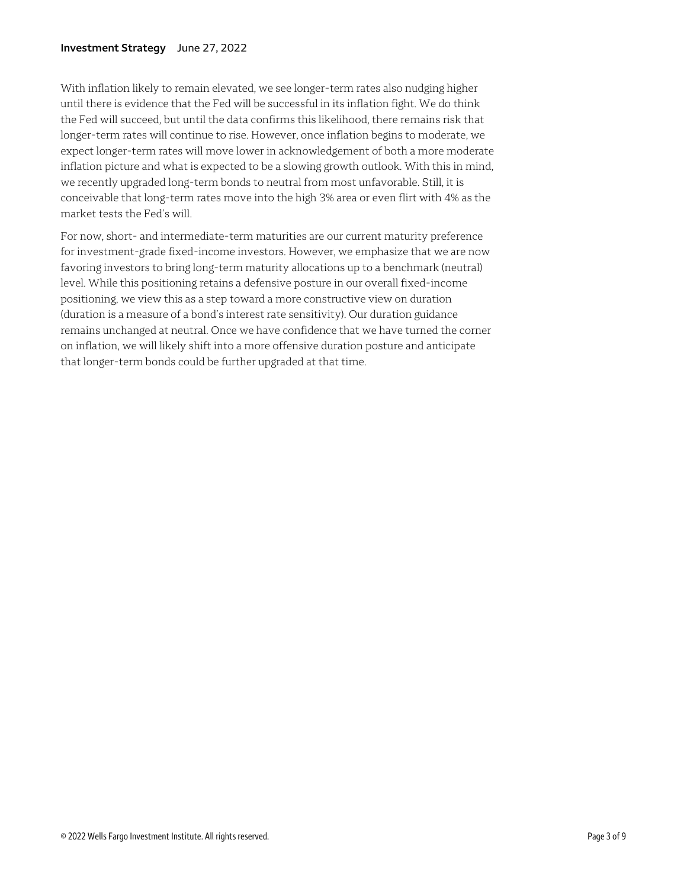With inflation likely to remain elevated, we see longer-term rates also nudging higher until there is evidence that the Fed will be successful in its inflation fight. We do think the Fed will succeed, but until the data confirms this likelihood, there remains risk that longer-term rates will continue to rise. However, once inflation begins to moderate, we expect longer-term rates will move lower in acknowledgement of both a more moderate inflation picture and what is expected to be a slowing growth outlook. With this in mind, we recently upgraded long-term bonds to neutral from most unfavorable. Still, it is conceivable that long-term rates move into the high 3% area or even flirt with 4% as the market tests the Fed's will.

For now, short- and intermediate-term maturities are our current maturity preference for investment-grade fixed-income investors. However, we emphasize that we are now favoring investors to bring long-term maturity allocations up to a benchmark (neutral) level. While this positioning retains a defensive posture in our overall fixed-income positioning, we view this as a step toward a more constructive view on duration (duration is a measure of a bond's interest rate sensitivity). Our duration guidance remains unchanged at neutral. Once we have confidence that we have turned the corner on inflation, we will likely shift into a more offensive duration posture and anticipate that longer-term bonds could be further upgraded at that time.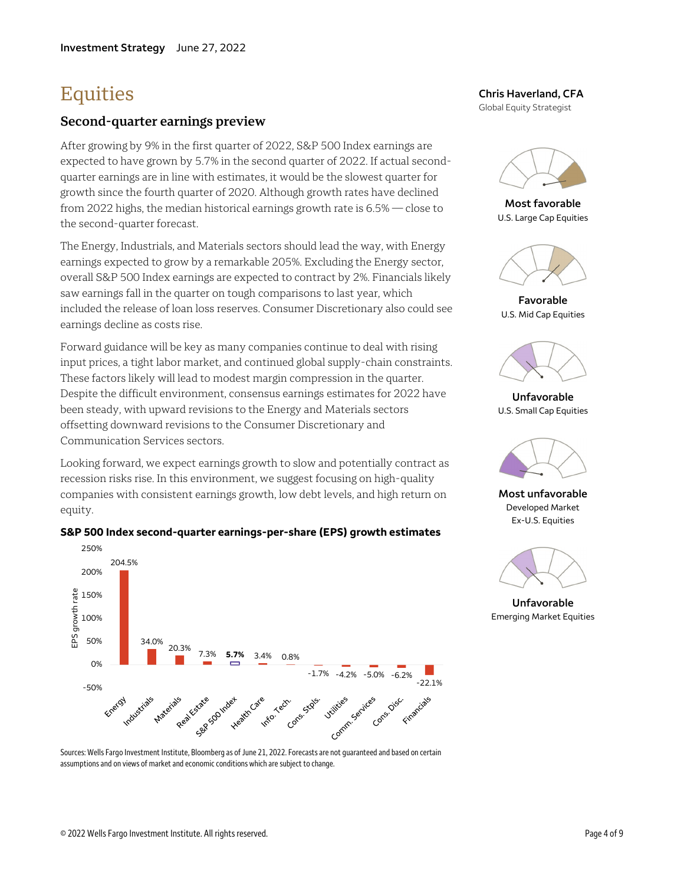Investment Strategy June 27, 2022

# Equities

## Second-quarter earnings preview

After growing by 9% in the first quarter of 2022, S&P 500 Index earnings are expected to have grown by 5.7% in the second quarter of 2022. If actual second-quarter earnings are in line with estimates, it would be the slowest quarter for growth since the fourth quarter of 2020. Although growth rates have declined from 2022 highs, the median historical earnings growth rate is 6.5% — close to the second-quarter forecast.

The Energy, Industrials, and Materials sectors should lead the way, with Energy earnings expected to grow by a remarkable 205%. Excluding the Energy sector, overall S&P 500 Index earnings are expected to contract by 2%. Financials likely saw earnings fall in the quarter on tough comparisons to last year, which included the release of loan loss reserves. Consumer Discretionary also could see earnings decline as costs rise.

Forward guidance will be key as many companies continue to deal with rising input prices, a tight labor market, and continued global supply-chain constraints. These factors likely will lead to modest margin compression in the quarter. Despite the difficult environment, consensus earnings estimates for 2022 have been steady, with upward revisions to the Energy and Materials sectors offsetting downward revisions to the Consumer Discretionary and Communication Services sectors.

Looking forward, we expect earnings growth to slow and potentially contract as recession risks rise. In this environment, we suggest focusing on high-quality companies with consistent earnings growth, low debt levels, and high return on equity.

**S&P 500 Index second-quarter earnings-per-share (EPS) growth estimates**

| Sector | EPS growth rate |
|---|---|
| Energy | 204.5% |
| Industrials | 34.0% |
| Materials | 20.3% |
| Real Estate | 7.3% |
| **S&P 500 Index** | **5.7%** |
| Health Care | 3.4% |
| Info. Tech. | 0.8% |
| Cons. Stpls. | -1.7% |
| Utilities | -4.2% |
| Comm. Services | -5.0% |
| Cons. Disc. | -6.2% |
| Financials | -22.1% |

Sources: Wells Fargo Investment Institute, Bloomberg as of June 21, 2022. Forecasts are not guaranteed and based on certain assumptions and on views of market and economic conditions which are subject to change.

**Chris Haverland, CFA**
Global Equity Strategist

**Most favorable**
U.S. Large Cap Equities

**Favorable**
U.S. Mid Cap Equities

**Unfavorable**
U.S. Small Cap Equities

**Most unfavorable**
Developed Market Ex-U.S. Equities

**Unfavorable**
Emerging Market Equities

© 2022 Wells Fargo Investment Institute. All rights reserved.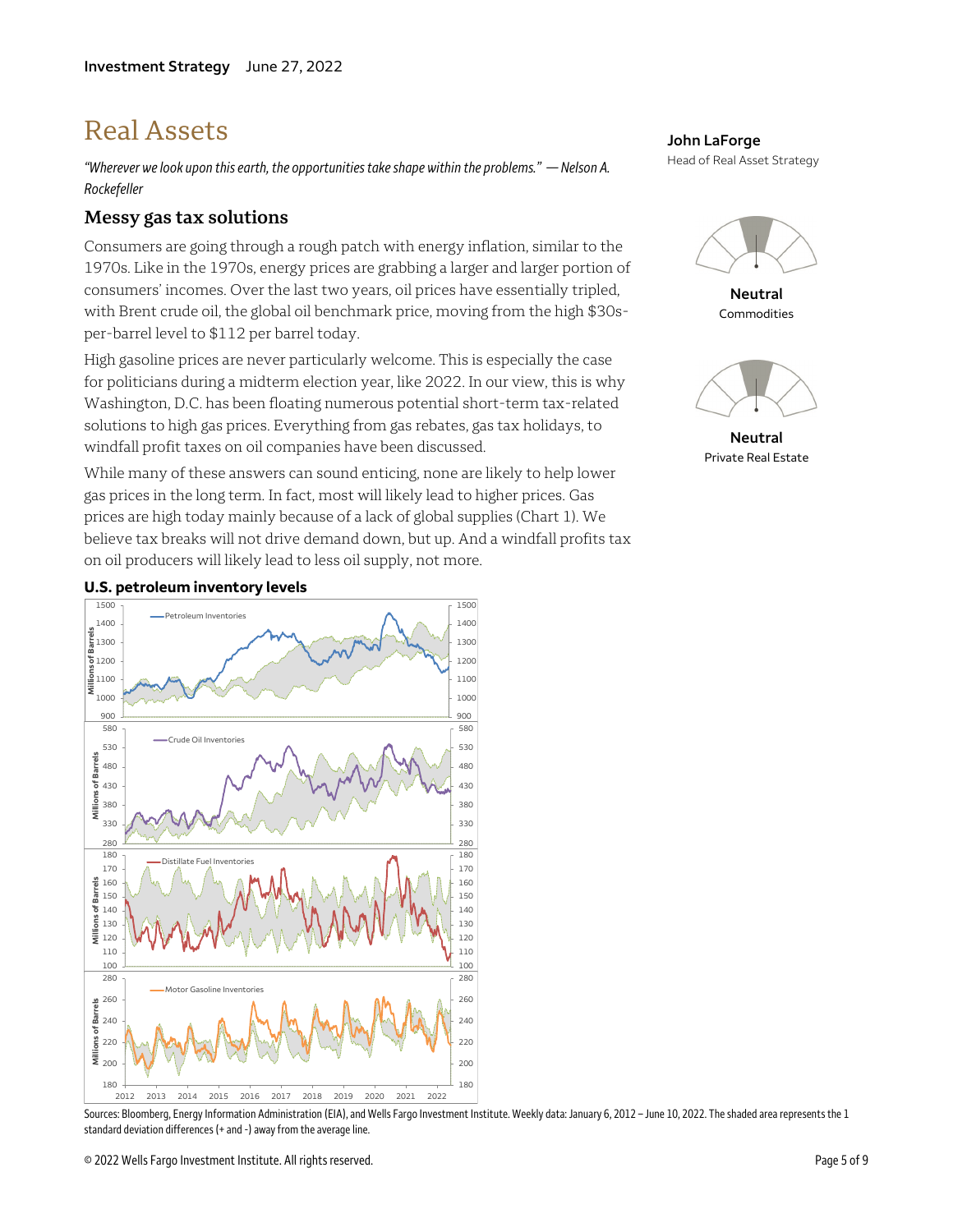Investment Strategy June 27, 2022

# Real Assets

*"Wherever we look upon this earth, the opportunities take shape within the problems." — Nelson A. Rockefeller*

**John LaForge**
Head of Real Asset Strategy

**Neutral**
Commodities

**Neutral**
Private Real Estate

## Messy gas tax solutions

Consumers are going through a rough patch with energy inflation, similar to the 1970s. Like in the 1970s, energy prices are grabbing a larger and larger portion of consumers' incomes. Over the last two years, oil prices have essentially tripled, with Brent crude oil, the global oil benchmark price, moving from the high $30s-per-barrel level to $112 per barrel today.

High gasoline prices are never particularly welcome. This is especially the case for politicians during a midterm election year, like 2022. In our view, this is why Washington, D.C. has been floating numerous potential short-term tax-related solutions to high gas prices. Everything from gas rebates, gas tax holidays, to windfall profit taxes on oil companies have been discussed.

While many of these answers can sound enticing, none are likely to help lower gas prices in the long term. In fact, most will likely lead to higher prices. Gas prices are high today mainly because of a lack of global supplies (Chart 1). We believe tax breaks will not drive demand down, but up. And a windfall profits tax on oil producers will likely lead to less oil supply, not more.

**U.S. petroleum inventory levels**

Sources: Bloomberg, Energy Information Administration (EIA), and Wells Fargo Investment Institute. Weekly data: January 6, 2012 – June 10, 2022. The shaded area represents the 1 standard deviation differences (+ and -) away from the average line.

© 2022 Wells Fargo Investment Institute. All rights reserved.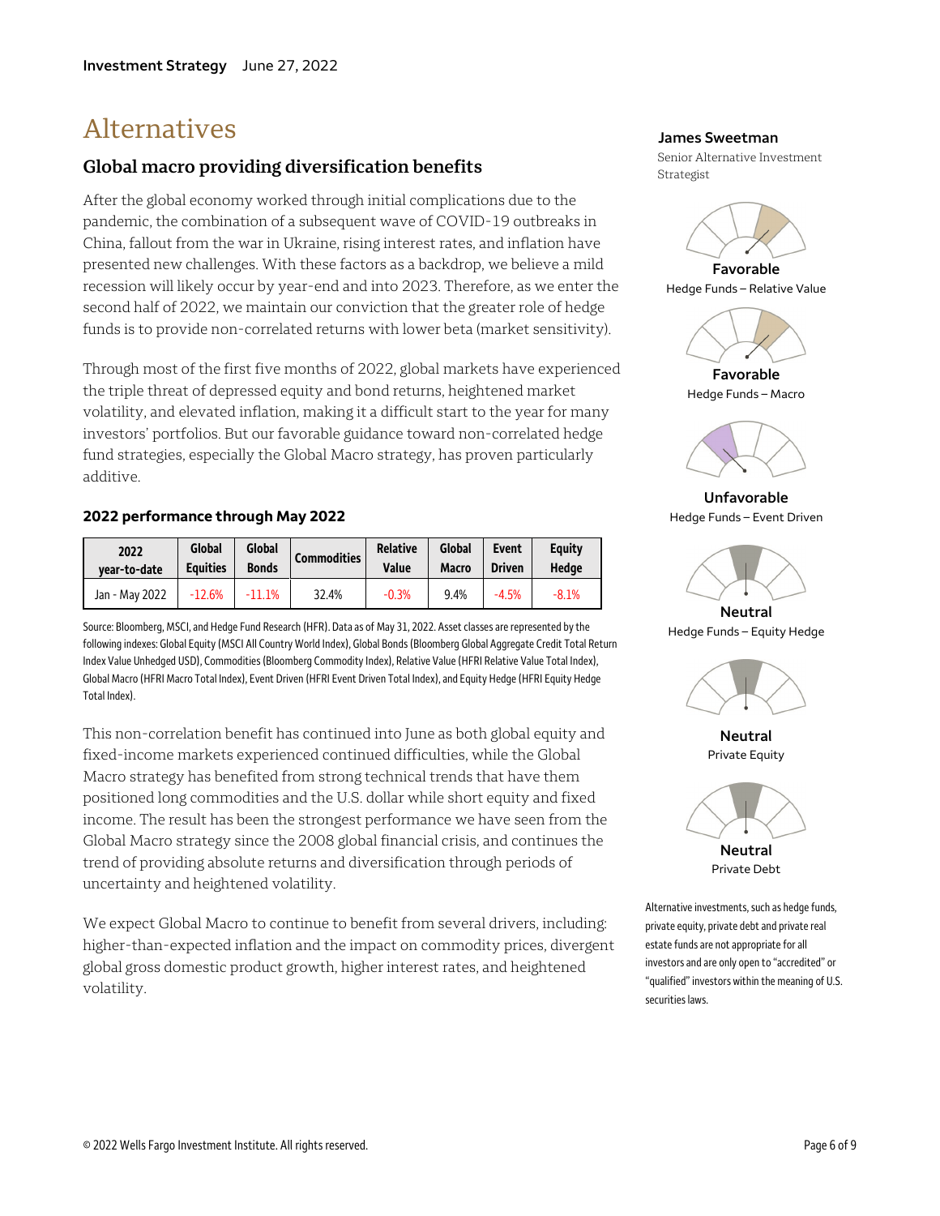# Alternatives

## Global macro providing diversification benefits

After the global economy worked through initial complications due to the pandemic, the combination of a subsequent wave of COVID-19 outbreaks in China, fallout from the war in Ukraine, rising interest rates, and inflation have presented new challenges. With these factors as a backdrop, we believe a mild recession will likely occur by year-end and into 2023. Therefore, as we enter the second half of 2022, we maintain our conviction that the greater role of hedge funds is to provide non-correlated returns with lower beta (market sensitivity).

Through most of the first five months of 2022, global markets have experienced the triple threat of depressed equity and bond returns, heightened market volatility, and elevated inflation, making it a difficult start to the year for many investors' portfolios. But our favorable guidance toward non-correlated hedge fund strategies, especially the Global Macro strategy, has proven particularly additive.

### 2022 performance through May 2022

| 2022 year-to-date | Global Equities | Global Bonds | Commodities | Relative Value | Global Macro | Event Driven | Equity Hedge |
|---|---|---|---|---|---|---|---|
| Jan - May 2022 | -12.6% | -11.1% | 32.4% | -0.3% | 9.4% | -4.5% | -8.1% |

Source: Bloomberg, MSCI, and Hedge Fund Research (HFR). Data as of May 31, 2022. Asset classes are represented by the following indexes: Global Equity (MSCI All Country World Index), Global Bonds (Bloomberg Global Aggregate Credit Total Return Index Value Unhedged USD), Commodities (Bloomberg Commodity Index), Relative Value (HFRI Relative Value Total Index), Global Macro (HFRI Macro Total Index), Event Driven (HFRI Event Driven Total Index), and Equity Hedge (HFRI Equity Hedge Total Index).

This non-correlation benefit has continued into June as both global equity and fixed-income markets experienced continued difficulties, while the Global Macro strategy has benefited from strong technical trends that have them positioned long commodities and the U.S. dollar while short equity and fixed income. The result has been the strongest performance we have seen from the Global Macro strategy since the 2008 global financial crisis, and continues the trend of providing absolute returns and diversification through periods of uncertainty and heightened volatility.

We expect Global Macro to continue to benefit from several drivers, including: higher-than-expected inflation and the impact on commodity prices, divergent global gross domestic product growth, higher interest rates, and heightened volatility.

**James Sweetman**
Senior Alternative Investment Strategist

**Favorable**
Hedge Funds – Relative Value

**Favorable**
Hedge Funds – Macro

**Unfavorable**
Hedge Funds – Event Driven

**Neutral**
Hedge Funds – Equity Hedge

**Neutral**
Private Equity

**Neutral**
Private Debt

Alternative investments, such as hedge funds, private equity, private debt and private real estate funds are not appropriate for all investors and are only open to "accredited" or "qualified" investors within the meaning of U.S. securities laws.

© 2022 Wells Fargo Investment Institute. All rights reserved.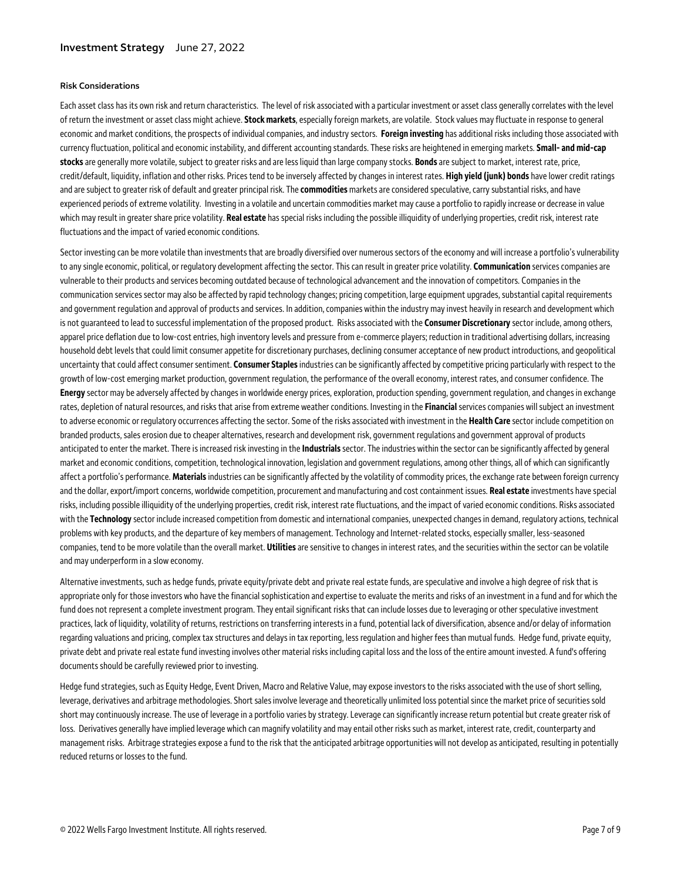### Risk Considerations

Each asset class has its own risk and return characteristics. The level of risk associated with a particular investment or asset class generally correlates with the level of return the investment or asset class might achieve. **Stock markets**, especially foreign markets, are volatile. Stock values may fluctuate in response to general economic and market conditions, the prospects of individual companies, and industry sectors. **Foreign investing** has additional risks including those associated with currency fluctuation, political and economic instability, and different accounting standards. These risks are heightened in emerging markets. **Small- and mid-cap stocks** are generally more volatile, subject to greater risks and are less liquid than large company stocks. **Bonds** are subject to market, interest rate, price, credit/default, liquidity, inflation and other risks. Prices tend to be inversely affected by changes in interest rates. **High yield (junk) bonds** have lower credit ratings and are subject to greater risk of default and greater principal risk. The **commodities** markets are considered speculative, carry substantial risks, and have experienced periods of extreme volatility. Investing in a volatile and uncertain commodities market may cause a portfolio to rapidly increase or decrease in value which may result in greater share price volatility. **Real estate** has special risks including the possible illiquidity of underlying properties, credit risk, interest rate fluctuations and the impact of varied economic conditions.

Sector investing can be more volatile than investments that are broadly diversified over numerous sectors of the economy and will increase a portfolio's vulnerability to any single economic, political, or regulatory development affecting the sector. This can result in greater price volatility. **Communication** services companies are vulnerable to their products and services becoming outdated because of technological advancement and the innovation of competitors. Companies in the communication services sector may also be affected by rapid technology changes; pricing competition, large equipment upgrades, substantial capital requirements and government regulation and approval of products and services. In addition, companies within the industry may invest heavily in research and development which is not guaranteed to lead to successful implementation of the proposed product. Risks associated with the **Consumer Discretionary** sector include, among others, apparel price deflation due to low-cost entries, high inventory levels and pressure from e-commerce players; reduction in traditional advertising dollars, increasing household debt levels that could limit consumer appetite for discretionary purchases, declining consumer acceptance of new product introductions, and geopolitical uncertainty that could affect consumer sentiment. **Consumer Staples** industries can be significantly affected by competitive pricing particularly with respect to the growth of low-cost emerging market production, government regulation, the performance of the overall economy, interest rates, and consumer confidence. The **Energy** sector may be adversely affected by changes in worldwide energy prices, exploration, production spending, government regulation, and changes in exchange rates, depletion of natural resources, and risks that arise from extreme weather conditions. Investing in the **Financial** services companies will subject an investment to adverse economic or regulatory occurrences affecting the sector. Some of the risks associated with investment in the **Health Care** sector include competition on branded products, sales erosion due to cheaper alternatives, research and development risk, government regulations and government approval of products anticipated to enter the market. There is increased risk investing in the **Industrials** sector. The industries within the sector can be significantly affected by general market and economic conditions, competition, technological innovation, legislation and government regulations, among other things, all of which can significantly affect a portfolio's performance. **Materials** industries can be significantly affected by the volatility of commodity prices, the exchange rate between foreign currency and the dollar, export/import concerns, worldwide competition, procurement and manufacturing and cost containment issues. **Real estate** investments have special risks, including possible illiquidity of the underlying properties, credit risk, interest rate fluctuations, and the impact of varied economic conditions. Risks associated with the **Technology** sector include increased competition from domestic and international companies, unexpected changes in demand, regulatory actions, technical problems with key products, and the departure of key members of management. Technology and Internet-related stocks, especially smaller, less-seasoned companies, tend to be more volatile than the overall market. **Utilities** are sensitive to changes in interest rates, and the securities within the sector can be volatile and may underperform in a slow economy.

Alternative investments, such as hedge funds, private equity/private debt and private real estate funds, are speculative and involve a high degree of risk that is appropriate only for those investors who have the financial sophistication and expertise to evaluate the merits and risks of an investment in a fund and for which the fund does not represent a complete investment program. They entail significant risks that can include losses due to leveraging or other speculative investment practices, lack of liquidity, volatility of returns, restrictions on transferring interests in a fund, potential lack of diversification, absence and/or delay of information regarding valuations and pricing, complex tax structures and delays in tax reporting, less regulation and higher fees than mutual funds. Hedge fund, private equity, private debt and private real estate fund investing involves other material risks including capital loss and the loss of the entire amount invested. A fund's offering documents should be carefully reviewed prior to investing.

Hedge fund strategies, such as Equity Hedge, Event Driven, Macro and Relative Value, may expose investors to the risks associated with the use of short selling, leverage, derivatives and arbitrage methodologies. Short sales involve leverage and theoretically unlimited loss potential since the market price of securities sold short may continuously increase. The use of leverage in a portfolio varies by strategy. Leverage can significantly increase return potential but create greater risk of loss. Derivatives generally have implied leverage which can magnify volatility and may entail other risks such as market, interest rate, credit, counterparty and management risks. Arbitrage strategies expose a fund to the risk that the anticipated arbitrage opportunities will not develop as anticipated, resulting in potentially reduced returns or losses to the fund.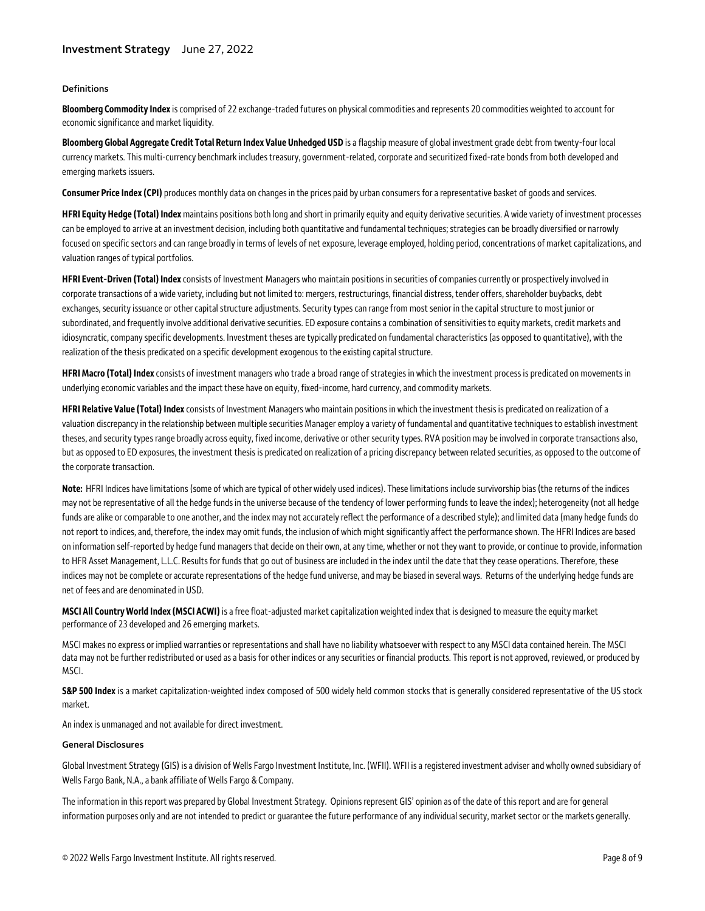### Definitions

**Bloomberg Commodity Index** is comprised of 22 exchange-traded futures on physical commodities and represents 20 commodities weighted to account for economic significance and market liquidity.

**Bloomberg Global Aggregate Credit Total Return Index Value Unhedged USD** is a flagship measure of global investment grade debt from twenty-four local currency markets. This multi-currency benchmark includes treasury, government-related, corporate and securitized fixed-rate bonds from both developed and emerging markets issuers.

**Consumer Price Index (CPI)** produces monthly data on changes in the prices paid by urban consumers for a representative basket of goods and services.

**HFRI Equity Hedge (Total) Index** maintains positions both long and short in primarily equity and equity derivative securities. A wide variety of investment processes can be employed to arrive at an investment decision, including both quantitative and fundamental techniques; strategies can be broadly diversified or narrowly focused on specific sectors and can range broadly in terms of levels of net exposure, leverage employed, holding period, concentrations of market capitalizations, and valuation ranges of typical portfolios.

**HFRI Event-Driven (Total) Index** consists of Investment Managers who maintain positions in securities of companies currently or prospectively involved in corporate transactions of a wide variety, including but not limited to: mergers, restructurings, financial distress, tender offers, shareholder buybacks, debt exchanges, security issuance or other capital structure adjustments. Security types can range from most senior in the capital structure to most junior or subordinated, and frequently involve additional derivative securities. ED exposure contains a combination of sensitivities to equity markets, credit markets and idiosyncratic, company specific developments. Investment theses are typically predicated on fundamental characteristics (as opposed to quantitative), with the realization of the thesis predicated on a specific development exogenous to the existing capital structure.

**HFRI Macro (Total) Index** consists of investment managers who trade a broad range of strategies in which the investment process is predicated on movements in underlying economic variables and the impact these have on equity, fixed-income, hard currency, and commodity markets.

**HFRI Relative Value (Total) Index** consists of Investment Managers who maintain positions in which the investment thesis is predicated on realization of a valuation discrepancy in the relationship between multiple securities Manager employ a variety of fundamental and quantitative techniques to establish investment theses, and security types range broadly across equity, fixed income, derivative or other security types. RVA position may be involved in corporate transactions also, but as opposed to ED exposures, the investment thesis is predicated on realization of a pricing discrepancy between related securities, as opposed to the outcome of the corporate transaction.

**Note:** HFRI Indices have limitations (some of which are typical of other widely used indices). These limitations include survivorship bias (the returns of the indices may not be representative of all the hedge funds in the universe because of the tendency of lower performing funds to leave the index); heterogeneity (not all hedge funds are alike or comparable to one another, and the index may not accurately reflect the performance of a described style); and limited data (many hedge funds do not report to indices, and, therefore, the index may omit funds, the inclusion of which might significantly affect the performance shown. The HFRI Indices are based on information self-reported by hedge fund managers that decide on their own, at any time, whether or not they want to provide, or continue to provide, information to HFR Asset Management, L.L.C. Results for funds that go out of business are included in the index until the date that they cease operations. Therefore, these indices may not be complete or accurate representations of the hedge fund universe, and may be biased in several ways. Returns of the underlying hedge funds are net of fees and are denominated in USD.

**MSCI All Country World Index (MSCI ACWI)** is a free float-adjusted market capitalization weighted index that is designed to measure the equity market performance of 23 developed and 26 emerging markets.

MSCI makes no express or implied warranties or representations and shall have no liability whatsoever with respect to any MSCI data contained herein. The MSCI data may not be further redistributed or used as a basis for other indices or any securities or financial products. This report is not approved, reviewed, or produced by MSCI.

**S&P 500 Index** is a market capitalization-weighted index composed of 500 widely held common stocks that is generally considered representative of the US stock market.

An index is unmanaged and not available for direct investment.

### General Disclosures

Global Investment Strategy (GIS) is a division of Wells Fargo Investment Institute, Inc. (WFII). WFII is a registered investment adviser and wholly owned subsidiary of Wells Fargo Bank, N.A., a bank affiliate of Wells Fargo & Company.

The information in this report was prepared by Global Investment Strategy. Opinions represent GIS' opinion as of the date of this report and are for general information purposes only and are not intended to predict or guarantee the future performance of any individual security, market sector or the markets generally.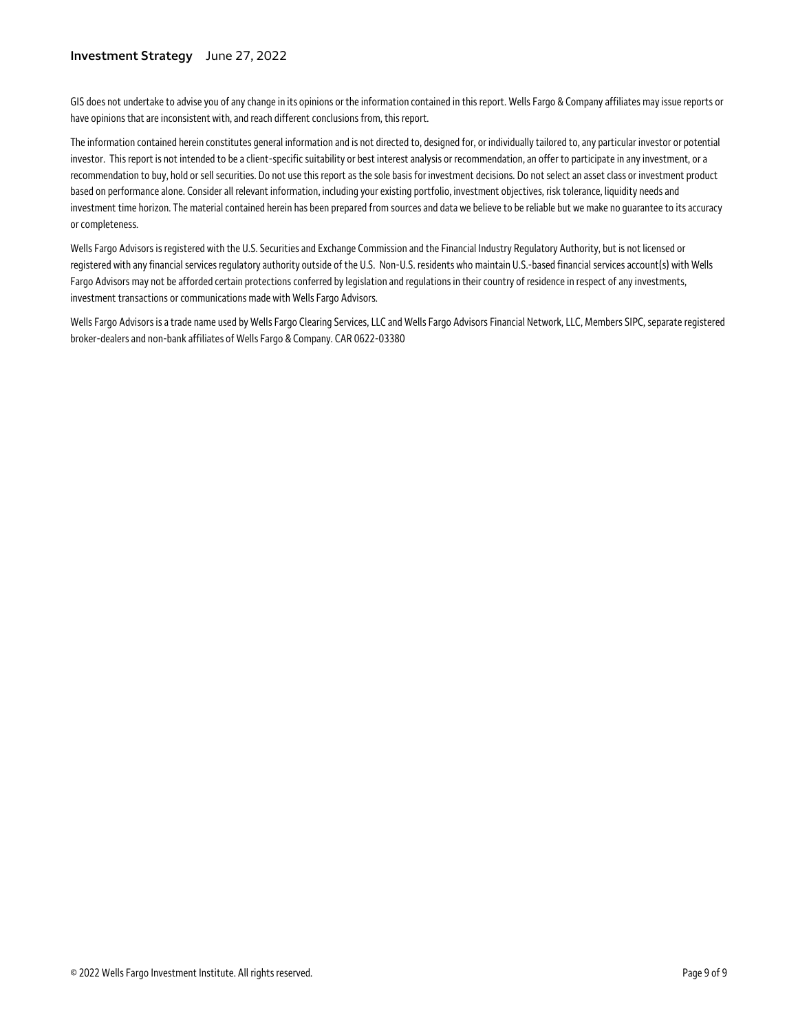GIS does not undertake to advise you of any change in its opinions or the information contained in this report. Wells Fargo & Company affiliates may issue reports or have opinions that are inconsistent with, and reach different conclusions from, this report.

The information contained herein constitutes general information and is not directed to, designed for, or individually tailored to, any particular investor or potential investor. This report is not intended to be a client-specific suitability or best interest analysis or recommendation, an offer to participate in any investment, or a recommendation to buy, hold or sell securities. Do not use this report as the sole basis for investment decisions. Do not select an asset class or investment product based on performance alone. Consider all relevant information, including your existing portfolio, investment objectives, risk tolerance, liquidity needs and investment time horizon. The material contained herein has been prepared from sources and data we believe to be reliable but we make no guarantee to its accuracy or completeness.

Wells Fargo Advisors is registered with the U.S. Securities and Exchange Commission and the Financial Industry Regulatory Authority, but is not licensed or registered with any financial services regulatory authority outside of the U.S. Non-U.S. residents who maintain U.S.-based financial services account(s) with Wells Fargo Advisors may not be afforded certain protections conferred by legislation and regulations in their country of residence in respect of any investments, investment transactions or communications made with Wells Fargo Advisors.

Wells Fargo Advisors is a trade name used by Wells Fargo Clearing Services, LLC and Wells Fargo Advisors Financial Network, LLC, Members SIPC, separate registered broker-dealers and non-bank affiliates of Wells Fargo & Company. CAR 0622-03380

© 2022 Wells Fargo Investment Institute. All rights reserved.